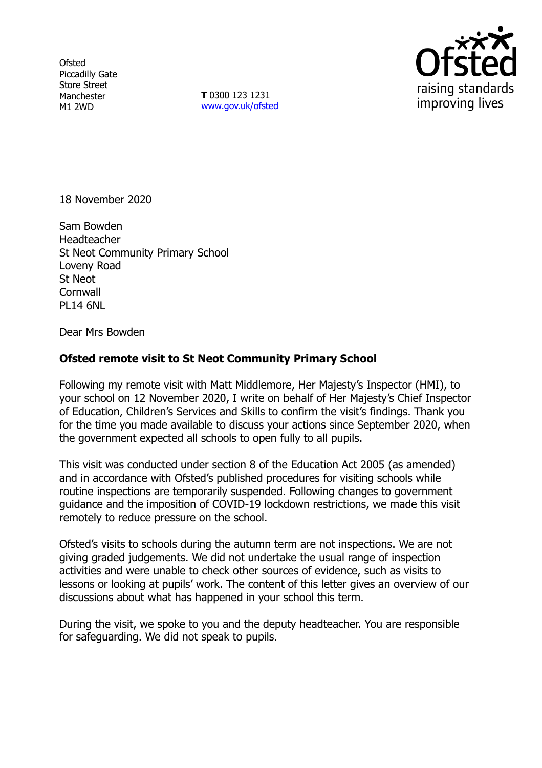Ofsted
Piccadilly Gate
Store Street
Manchester
M1 2WD

**T** 0300 123 1231
www.gov.uk/ofsted

18 November 2020

Sam Bowden
Headteacher
St Neot Community Primary School
Loveny Road
St Neot
Cornwall
PL14 6NL

Dear Mrs Bowden

**Ofsted remote visit to St Neot Community Primary School**

Following my remote visit with Matt Middlemore, Her Majesty's Inspector (HMI), to your school on 12 November 2020, I write on behalf of Her Majesty's Chief Inspector of Education, Children's Services and Skills to confirm the visit's findings. Thank you for the time you made available to discuss your actions since September 2020, when the government expected all schools to open fully to all pupils.

This visit was conducted under section 8 of the Education Act 2005 (as amended) and in accordance with Ofsted's published procedures for visiting schools while routine inspections are temporarily suspended. Following changes to government guidance and the imposition of COVID-19 lockdown restrictions, we made this visit remotely to reduce pressure on the school.

Ofsted's visits to schools during the autumn term are not inspections. We are not giving graded judgements. We did not undertake the usual range of inspection activities and were unable to check other sources of evidence, such as visits to lessons or looking at pupils' work. The content of this letter gives an overview of our discussions about what has happened in your school this term.

During the visit, we spoke to you and the deputy headteacher. You are responsible for safeguarding. We did not speak to pupils.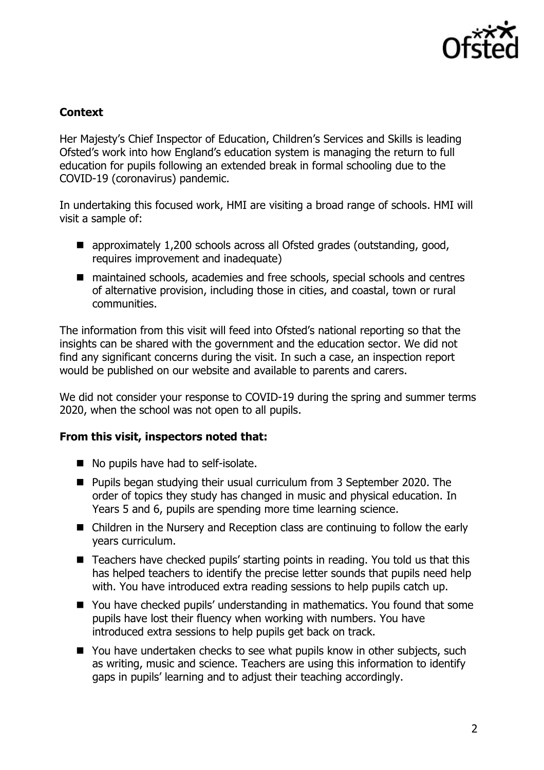**Context**

Her Majesty's Chief Inspector of Education, Children's Services and Skills is leading Ofsted's work into how England's education system is managing the return to full education for pupils following an extended break in formal schooling due to the COVID-19 (coronavirus) pandemic.

In undertaking this focused work, HMI are visiting a broad range of schools. HMI will visit a sample of:

- approximately 1,200 schools across all Ofsted grades (outstanding, good, requires improvement and inadequate)
- maintained schools, academies and free schools, special schools and centres of alternative provision, including those in cities, and coastal, town or rural communities.

The information from this visit will feed into Ofsted's national reporting so that the insights can be shared with the government and the education sector. We did not find any significant concerns during the visit. In such a case, an inspection report would be published on our website and available to parents and carers.

We did not consider your response to COVID-19 during the spring and summer terms 2020, when the school was not open to all pupils.

**From this visit, inspectors noted that:**

- No pupils have had to self-isolate.
- Pupils began studying their usual curriculum from 3 September 2020. The order of topics they study has changed in music and physical education. In Years 5 and 6, pupils are spending more time learning science.
- Children in the Nursery and Reception class are continuing to follow the early years curriculum.
- Teachers have checked pupils' starting points in reading. You told us that this has helped teachers to identify the precise letter sounds that pupils need help with. You have introduced extra reading sessions to help pupils catch up.
- You have checked pupils' understanding in mathematics. You found that some pupils have lost their fluency when working with numbers. You have introduced extra sessions to help pupils get back on track.
- You have undertaken checks to see what pupils know in other subjects, such as writing, music and science. Teachers are using this information to identify gaps in pupils' learning and to adjust their teaching accordingly.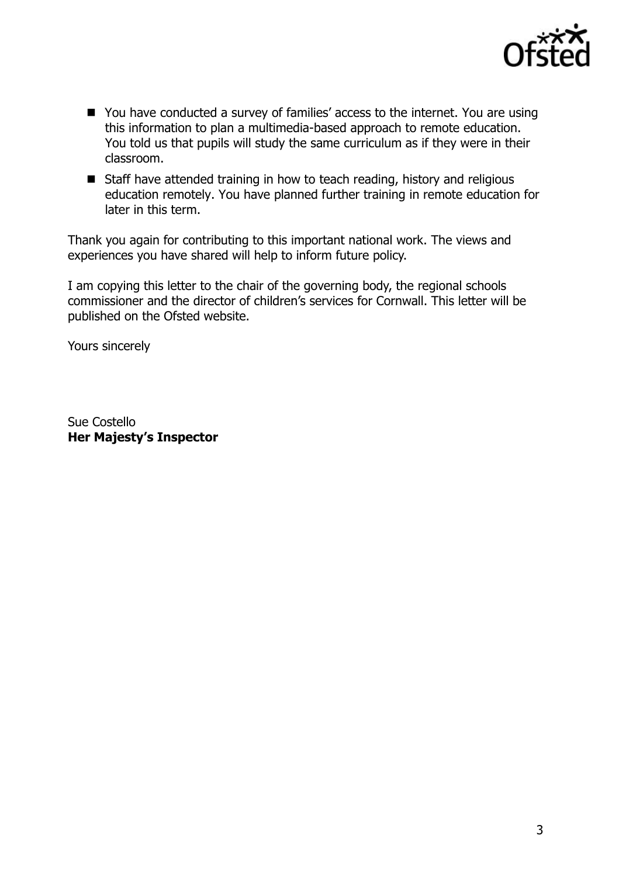- You have conducted a survey of families' access to the internet. You are using this information to plan a multimedia-based approach to remote education. You told us that pupils will study the same curriculum as if they were in their classroom.
- Staff have attended training in how to teach reading, history and religious education remotely. You have planned further training in remote education for later in this term.

Thank you again for contributing to this important national work. The views and experiences you have shared will help to inform future policy.

I am copying this letter to the chair of the governing body, the regional schools commissioner and the director of children's services for Cornwall. This letter will be published on the Ofsted website.

Yours sincerely

Sue Costello
**Her Majesty's Inspector**